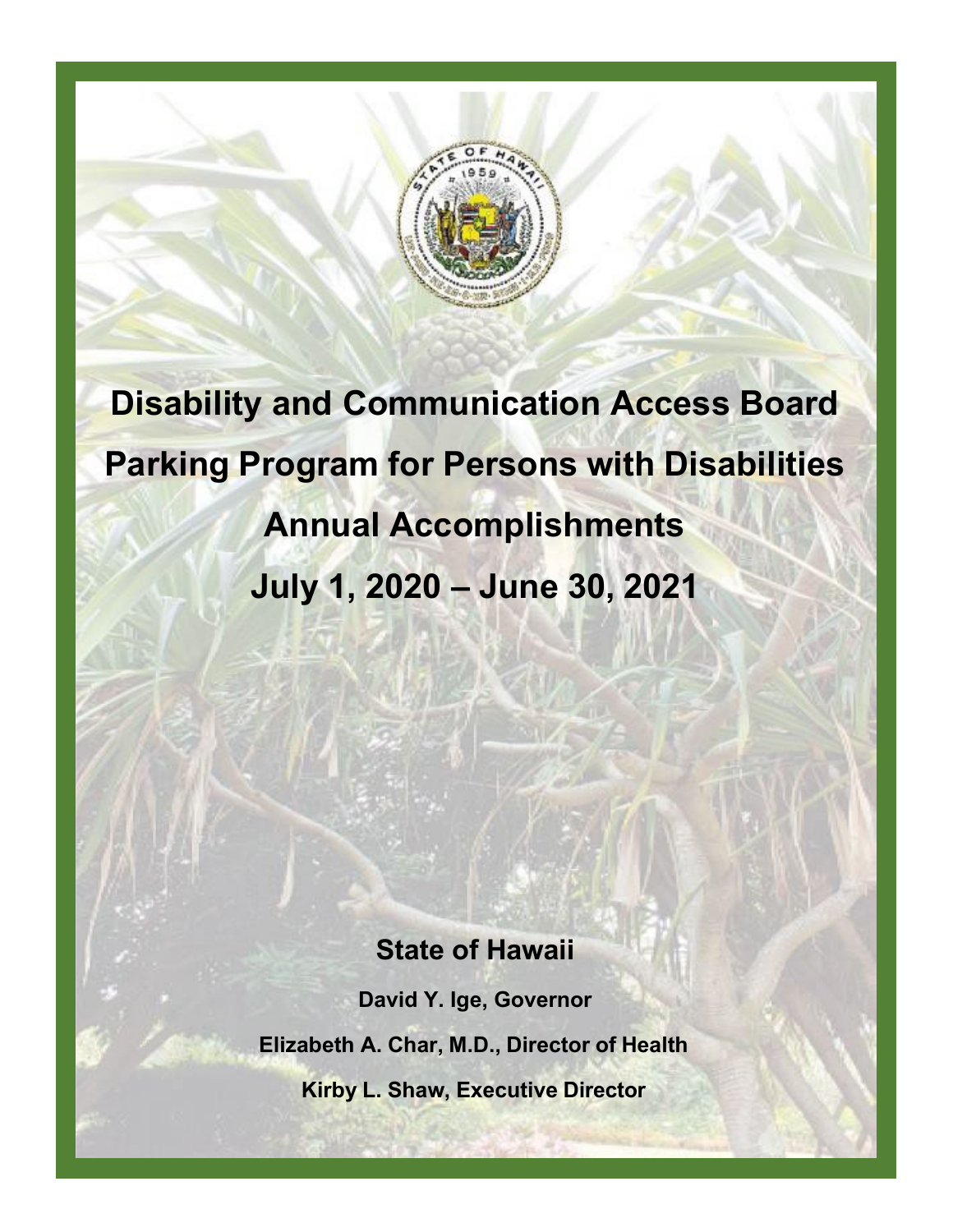# Disability and Communication Access Board

# Parking Program for Persons with Disabilities

# Annual Accomplishments

# July 1, 2020 – June 30, 2021

## State of Hawaii

**David Y. Ige, Governor**

**Elizabeth A. Char, M.D., Director of Health**

**Kirby L. Shaw, Executive Director**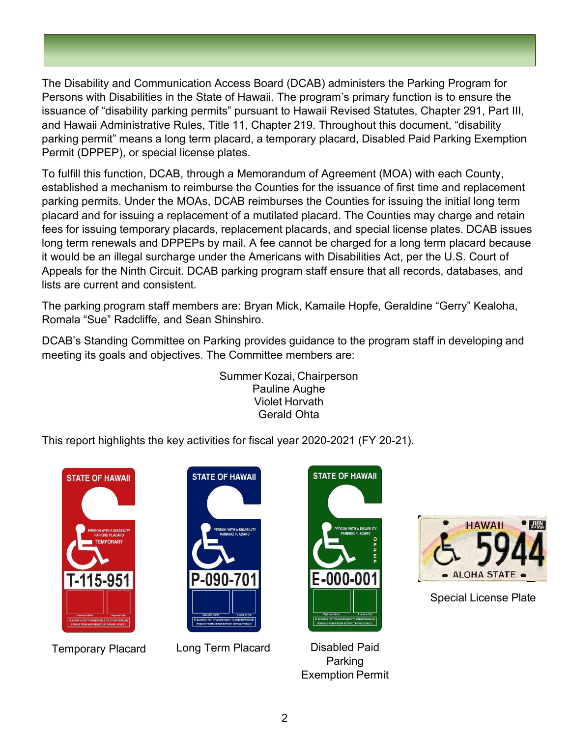The Disability and Communication Access Board (DCAB) administers the Parking Program for Persons with Disabilities in the State of Hawaii. The program's primary function is to ensure the issuance of "disability parking permits" pursuant to Hawaii Revised Statutes, Chapter 291, Part III, and Hawaii Administrative Rules, Title 11, Chapter 219. Throughout this document, "disability parking permit" means a long term placard, a temporary placard, Disabled Paid Parking Exemption Permit (DPPEP), or special license plates.

To fulfill this function, DCAB, through a Memorandum of Agreement (MOA) with each County, established a mechanism to reimburse the Counties for the issuance of first time and replacement parking permits. Under the MOAs, DCAB reimburses the Counties for issuing the initial long term placard and for issuing a replacement of a mutilated placard. The Counties may charge and retain fees for issuing temporary placards, replacement placards, and special license plates. DCAB issues long term renewals and DPPEPs by mail. A fee cannot be charged for a long term placard because it would be an illegal surcharge under the Americans with Disabilities Act, per the U.S. Court of Appeals for the Ninth Circuit. DCAB parking program staff ensure that all records, databases, and lists are current and consistent.

The parking program staff members are: Bryan Mick, Kamaile Hopfe, Geraldine "Gerry" Kealoha, Romala "Sue" Radcliffe, and Sean Shinshiro.

DCAB's Standing Committee on Parking provides guidance to the program staff in developing and meeting its goals and objectives. The Committee members are:

Summer Kozai, Chairperson
Pauline Aughe
Violet Horvath
Gerald Ohta

This report highlights the key activities for fiscal year 2020-2021 (FY 20-21).

Temporary Placard

Long Term Placard

Disabled Paid Parking Exemption Permit

Special License Plate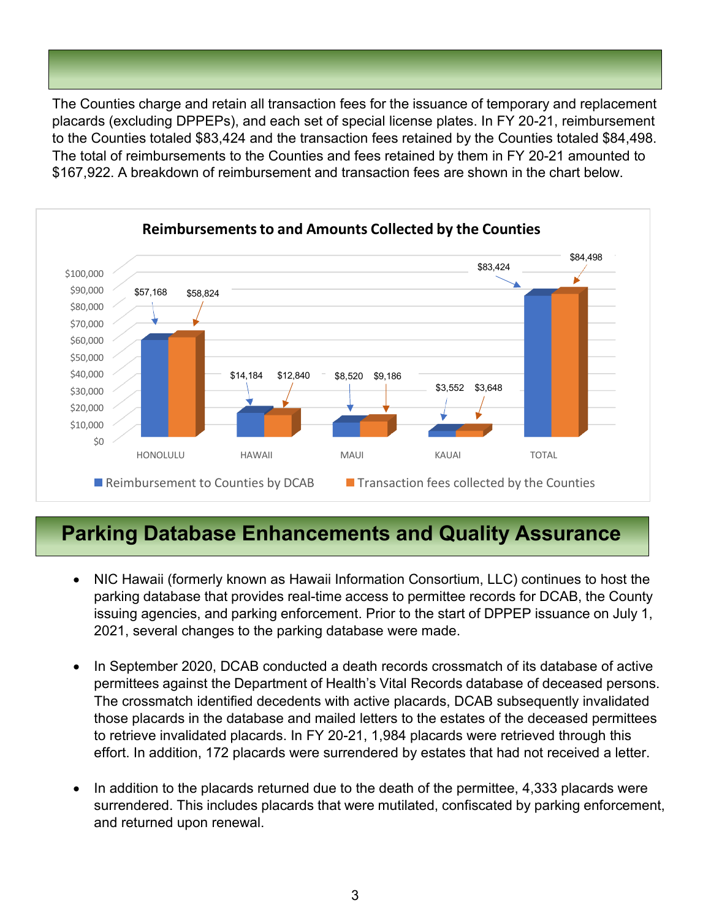The Counties charge and retain all transaction fees for the issuance of temporary and replacement placards (excluding DPPEPs), and each set of special license plates. In FY 20-21, reimbursement to the Counties totaled $83,424 and the transaction fees retained by the Counties totaled $84,498. The total of reimbursements to the Counties and fees retained by them in FY 20-21 amounted to $167,922. A breakdown of reimbursement and transaction fees are shown in the chart below.

**Reimbursements to and Amounts Collected by the Counties**

| | HONOLULU | HAWAII | MAUI | KAUAI | TOTAL |
|---|---|---|---|---|---|
| Reimbursement to Counties by DCAB | $57,168 | $14,184 | $8,520 | $3,552 | $83,424 |
| Transaction fees collected by the Counties | $58,824 | $12,840 | $9,186 | $3,648 | $84,498 |

## Parking Database Enhancements and Quality Assurance

- NIC Hawaii (formerly known as Hawaii Information Consortium, LLC) continues to host the parking database that provides real-time access to permittee records for DCAB, the County issuing agencies, and parking enforcement. Prior to the start of DPPEP issuance on July 1, 2021, several changes to the parking database were made.

- In September 2020, DCAB conducted a death records crossmatch of its database of active permittees against the Department of Health's Vital Records database of deceased persons. The crossmatch identified decedents with active placards, DCAB subsequently invalidated those placards in the database and mailed letters to the estates of the deceased permittees to retrieve invalidated placards. In FY 20-21, 1,984 placards were retrieved through this effort. In addition, 172 placards were surrendered by estates that had not received a letter.

- In addition to the placards returned due to the death of the permittee, 4,333 placards were surrendered. This includes placards that were mutilated, confiscated by parking enforcement, and returned upon renewal.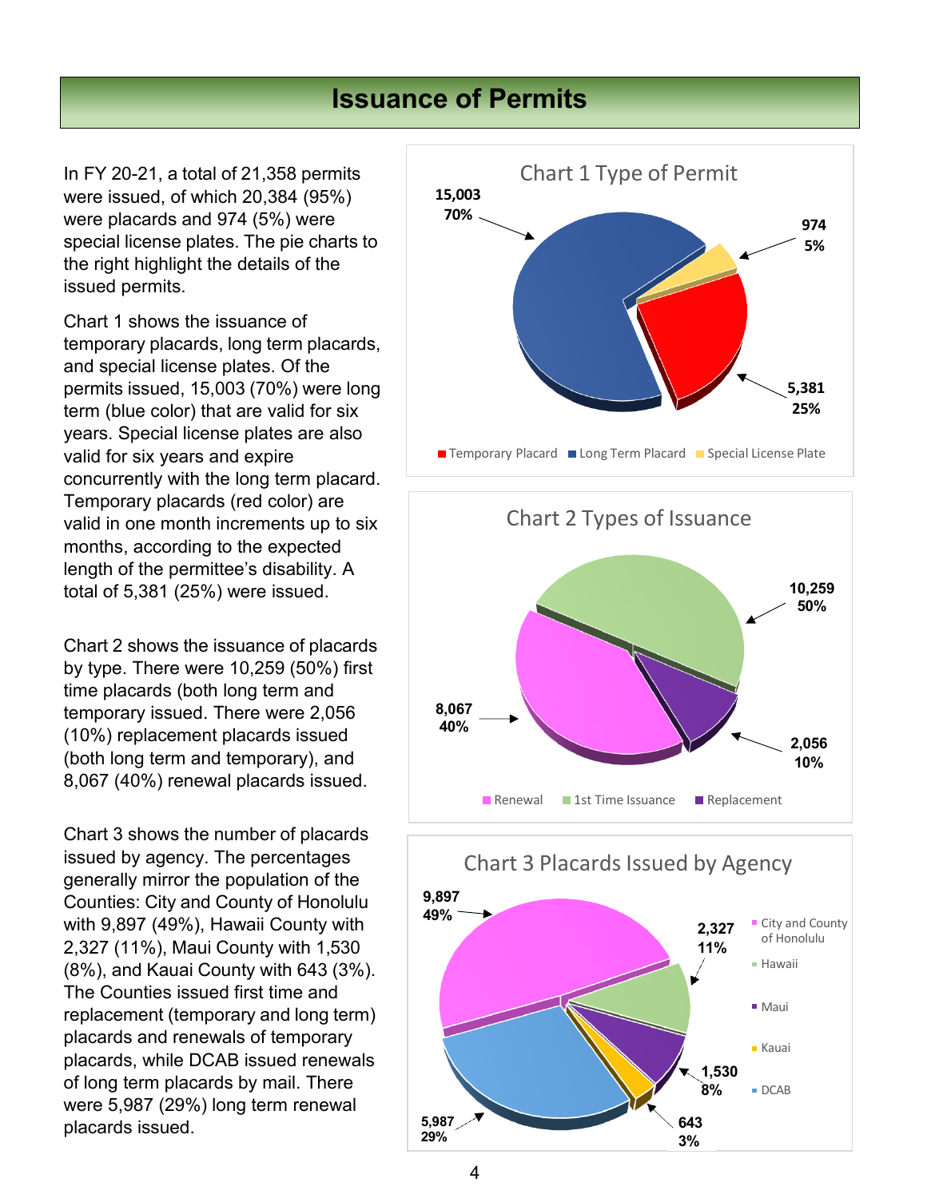# Issuance of Permits

In FY 20-21, a total of 21,358 permits were issued, of which 20,384 (95%) were placards and 974 (5%) were special license plates. The pie charts to the right highlight the details of the issued permits.

Chart 1 shows the issuance of temporary placards, long term placards, and special license plates. Of the permits issued, 15,003 (70%) were long term (blue color) that are valid for six years. Special license plates are also valid for six years and expire concurrently with the long term placard. Temporary placards (red color) are valid in one month increments up to six months, according to the expected length of the permittee's disability. A total of 5,381 (25%) were issued.

Chart 2 shows the issuance of placards by type. There were 10,259 (50%) first time placards (both long term and temporary issued. There were 2,056 (10%) replacement placards issued (both long term and temporary), and 8,067 (40%) renewal placards issued.

Chart 3 shows the number of placards issued by agency. The percentages generally mirror the population of the Counties: City and County of Honolulu with 9,897 (49%), Hawaii County with 2,327 (11%), Maui County with 1,530 (8%), and Kauai County with 643 (3%). The Counties issued first time and replacement (temporary and long term) placards and renewals of temporary placards, while DCAB issued renewals of long term placards by mail. There were 5,987 (29%) long term renewal placards issued.

**Chart 1 Type of Permit**

| Type | Number | Percent |
|---|---|---|
| Temporary Placard | 5,381 | 25% |
| Long Term Placard | 15,003 | 70% |
| Special License Plate | 974 | 5% |

**Chart 2 Types of Issuance**

| Type | Number | Percent |
|---|---|---|
| Renewal | 8,067 | 40% |
| 1st Time Issuance | 10,259 | 50% |
| Replacement | 2,056 | 10% |

**Chart 3 Placards Issued by Agency**

| Agency | Number | Percent |
|---|---|---|
| City and County of Honolulu | 9,897 | 49% |
| Hawaii | 2,327 | 11% |
| Maui | 1,530 | 8% |
| Kauai | 643 | 3% |
| DCAB | 5,987 | 29% |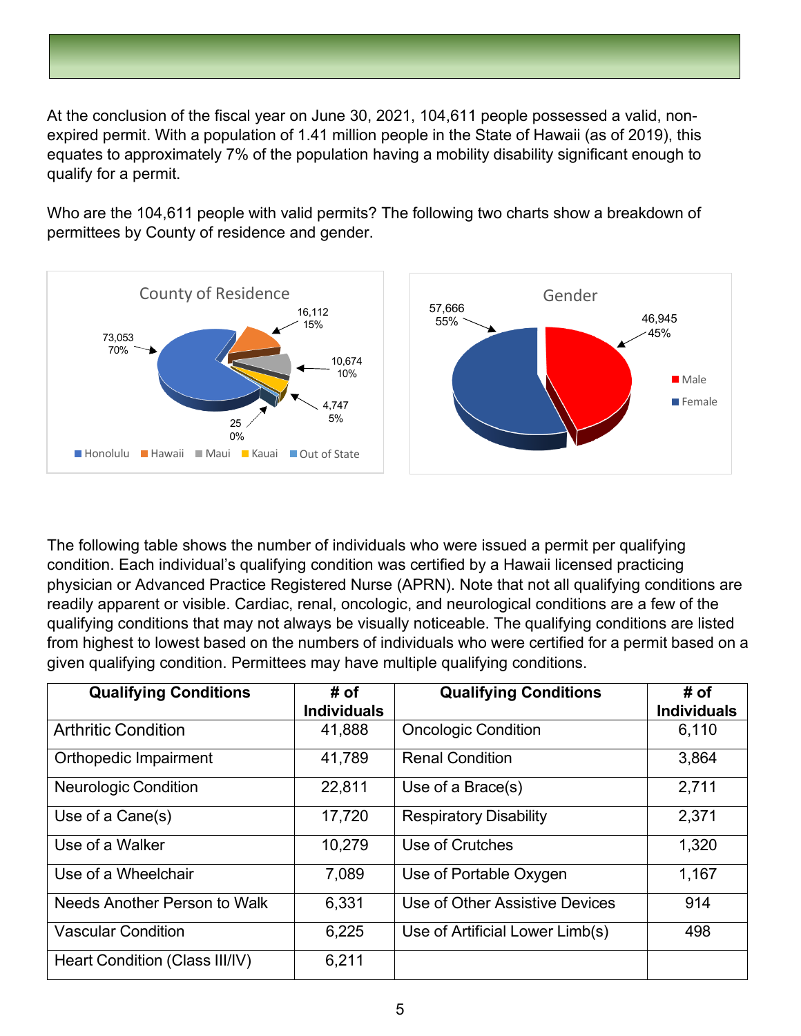At the conclusion of the fiscal year on June 30, 2021, 104,611 people possessed a valid, non-expired permit. With a population of 1.41 million people in the State of Hawaii (as of 2019), this equates to approximately 7% of the population having a mobility disability significant enough to qualify for a permit.

Who are the 104,611 people with valid permits? The following two charts show a breakdown of permittees by County of residence and gender.

**County of Residence**

| County | Number | Percent |
|---|---|---|
| Honolulu | 73,053 | 70% |
| Hawaii | 16,112 | 15% |
| Maui | 10,674 | 10% |
| Kauai | 4,747 | 5% |
| Out of State | 25 | 0% |

**Gender**

| Gender | Number | Percent |
|---|---|---|
| Male | 46,945 | 45% |
| Female | 57,666 | 55% |

The following table shows the number of individuals who were issued a permit per qualifying condition. Each individual's qualifying condition was certified by a Hawaii licensed practicing physician or Advanced Practice Registered Nurse (APRN). Note that not all qualifying conditions are readily apparent or visible. Cardiac, renal, oncologic, and neurological conditions are a few of the qualifying conditions that may not always be visually noticeable. The qualifying conditions are listed from highest to lowest based on the numbers of individuals who were certified for a permit based on a given qualifying condition. Permittees may have multiple qualifying conditions.

| Qualifying Conditions | # of Individuals | Qualifying Conditions | # of Individuals |
|---|---|---|---|
| Arthritic Condition | 41,888 | Oncologic Condition | 6,110 |
| Orthopedic Impairment | 41,789 | Renal Condition | 3,864 |
| Neurologic Condition | 22,811 | Use of a Brace(s) | 2,711 |
| Use of a Cane(s) | 17,720 | Respiratory Disability | 2,371 |
| Use of a Walker | 10,279 | Use of Crutches | 1,320 |
| Use of a Wheelchair | 7,089 | Use of Portable Oxygen | 1,167 |
| Needs Another Person to Walk | 6,331 | Use of Other Assistive Devices | 914 |
| Vascular Condition | 6,225 | Use of Artificial Lower Limb(s) | 498 |
| Heart Condition (Class III/IV) | 6,211 | | |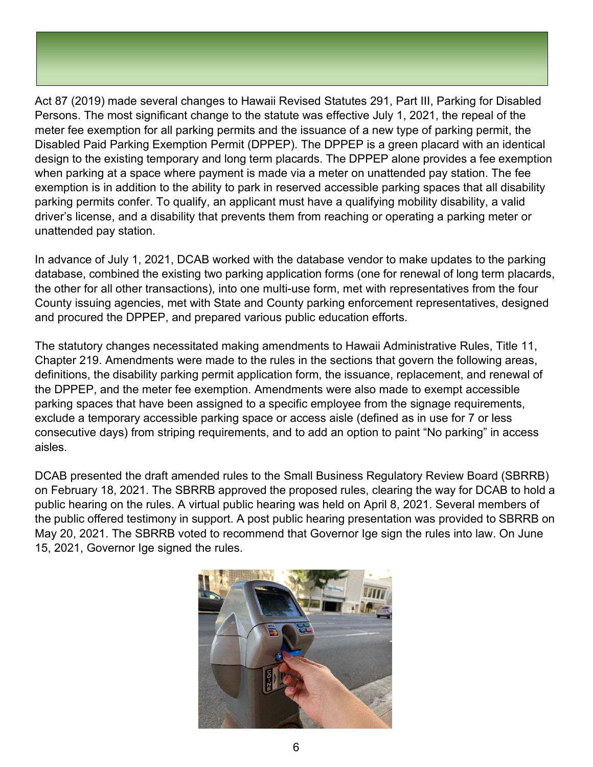Act 87 (2019) made several changes to Hawaii Revised Statutes 291, Part III, Parking for Disabled Persons. The most significant change to the statute was effective July 1, 2021, the repeal of the meter fee exemption for all parking permits and the issuance of a new type of parking permit, the Disabled Paid Parking Exemption Permit (DPPEP). The DPPEP is a green placard with an identical design to the existing temporary and long term placards. The DPPEP alone provides a fee exemption when parking at a space where payment is made via a meter on unattended pay station. The fee exemption is in addition to the ability to park in reserved accessible parking spaces that all disability parking permits confer. To qualify, an applicant must have a qualifying mobility disability, a valid driver's license, and a disability that prevents them from reaching or operating a parking meter or unattended pay station.

In advance of July 1, 2021, DCAB worked with the database vendor to make updates to the parking database, combined the existing two parking application forms (one for renewal of long term placards, the other for all other transactions), into one multi-use form, met with representatives from the four County issuing agencies, met with State and County parking enforcement representatives, designed and procured the DPPEP, and prepared various public education efforts.

The statutory changes necessitated making amendments to Hawaii Administrative Rules, Title 11, Chapter 219. Amendments were made to the rules in the sections that govern the following areas, definitions, the disability parking permit application form, the issuance, replacement, and renewal of the DPPEP, and the meter fee exemption. Amendments were also made to exempt accessible parking spaces that have been assigned to a specific employee from the signage requirements, exclude a temporary accessible parking space or access aisle (defined as in use for 7 or less consecutive days) from striping requirements, and to add an option to paint "No parking" in access aisles.

DCAB presented the draft amended rules to the Small Business Regulatory Review Board (SBRRB) on February 18, 2021. The SBRRB approved the proposed rules, clearing the way for DCAB to hold a public hearing on the rules. A virtual public hearing was held on April 8, 2021. Several members of the public offered testimony in support. A post public hearing presentation was provided to SBRRB on May 20, 2021. The SBRRB voted to recommend that Governor Ige sign the rules into law. On June 15, 2021, Governor Ige signed the rules.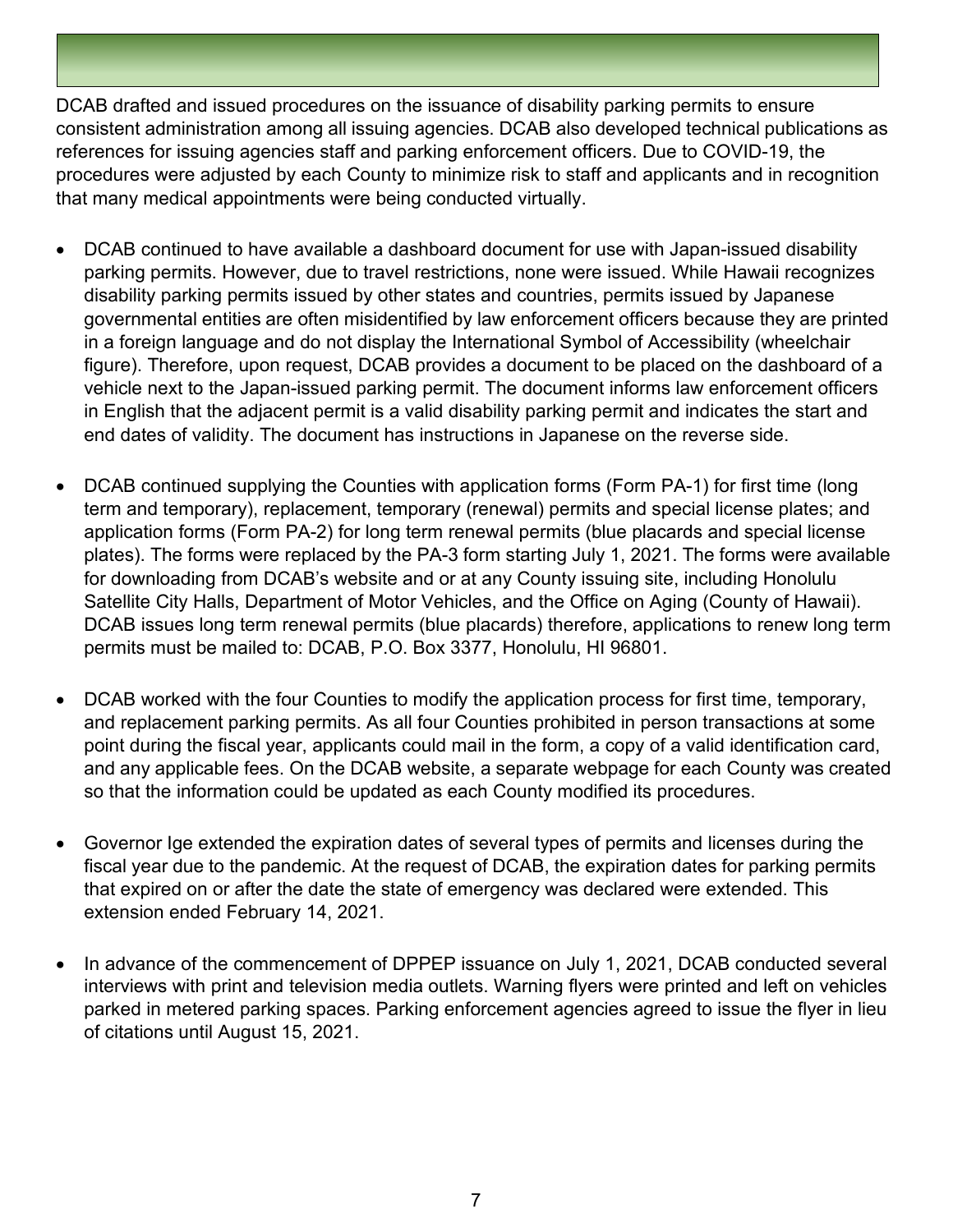DCAB drafted and issued procedures on the issuance of disability parking permits to ensure consistent administration among all issuing agencies. DCAB also developed technical publications as references for issuing agencies staff and parking enforcement officers. Due to COVID-19, the procedures were adjusted by each County to minimize risk to staff and applicants and in recognition that many medical appointments were being conducted virtually.

- DCAB continued to have available a dashboard document for use with Japan-issued disability parking permits. However, due to travel restrictions, none were issued. While Hawaii recognizes disability parking permits issued by other states and countries, permits issued by Japanese governmental entities are often misidentified by law enforcement officers because they are printed in a foreign language and do not display the International Symbol of Accessibility (wheelchair figure). Therefore, upon request, DCAB provides a document to be placed on the dashboard of a vehicle next to the Japan-issued parking permit. The document informs law enforcement officers in English that the adjacent permit is a valid disability parking permit and indicates the start and end dates of validity. The document has instructions in Japanese on the reverse side.

- DCAB continued supplying the Counties with application forms (Form PA-1) for first time (long term and temporary), replacement, temporary (renewal) permits and special license plates; and application forms (Form PA-2) for long term renewal permits (blue placards and special license plates). The forms were replaced by the PA-3 form starting July 1, 2021. The forms were available for downloading from DCAB's website and or at any County issuing site, including Honolulu Satellite City Halls, Department of Motor Vehicles, and the Office on Aging (County of Hawaii). DCAB issues long term renewal permits (blue placards) therefore, applications to renew long term permits must be mailed to: DCAB, P.O. Box 3377, Honolulu, HI 96801.

- DCAB worked with the four Counties to modify the application process for first time, temporary, and replacement parking permits. As all four Counties prohibited in person transactions at some point during the fiscal year, applicants could mail in the form, a copy of a valid identification card, and any applicable fees. On the DCAB website, a separate webpage for each County was created so that the information could be updated as each County modified its procedures.

- Governor Ige extended the expiration dates of several types of permits and licenses during the fiscal year due to the pandemic. At the request of DCAB, the expiration dates for parking permits that expired on or after the date the state of emergency was declared were extended. This extension ended February 14, 2021.

- In advance of the commencement of DPPEP issuance on July 1, 2021, DCAB conducted several interviews with print and television media outlets. Warning flyers were printed and left on vehicles parked in metered parking spaces. Parking enforcement agencies agreed to issue the flyer in lieu of citations until August 15, 2021.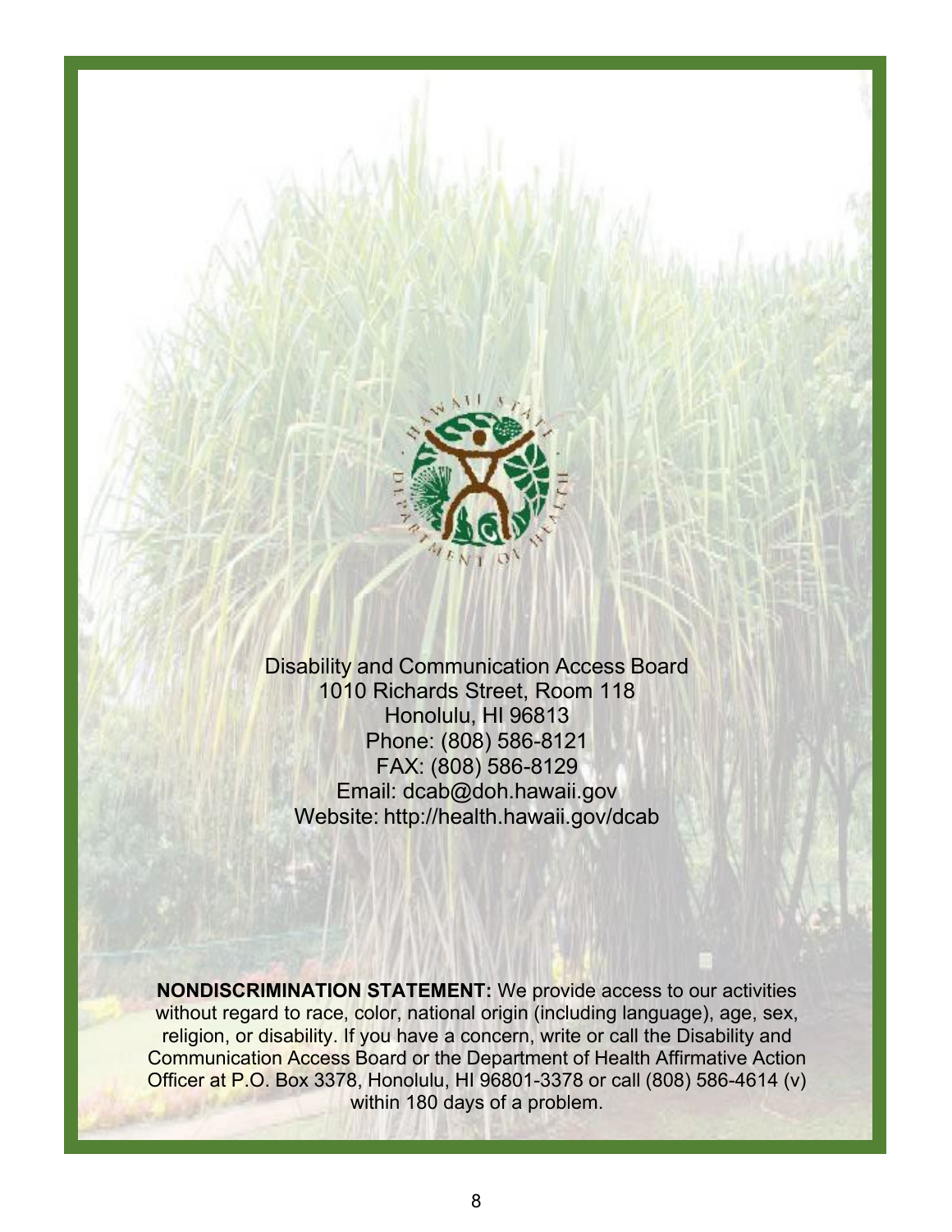Disability and Communication Access Board
1010 Richards Street, Room 118
Honolulu, HI 96813
Phone: (808) 586-8121
FAX: (808) 586-8129
Email: dcab@doh.hawaii.gov
Website: http://health.hawaii.gov/dcab

**NONDISCRIMINATION STATEMENT:** We provide access to our activities without regard to race, color, national origin (including language), age, sex, religion, or disability. If you have a concern, write or call the Disability and Communication Access Board or the Department of Health Affirmative Action Officer at P.O. Box 3378, Honolulu, HI 96801-3378 or call (808) 586-4614 (v) within 180 days of a problem.